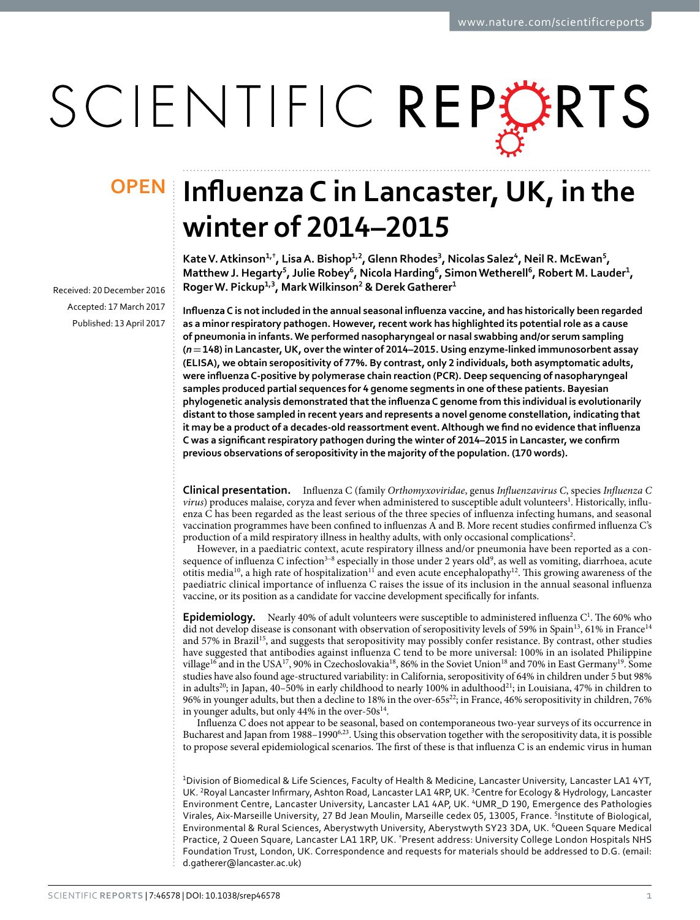# Influenza C in Lancaster, UK, in the winter of 2014–2015

OPEN

Kate V. Atkinson[1,†], Lisa A. Bishop[1,2], Glenn Rhodes[3], Nicolas Salez[4], Neil R. McEwan[5], Matthew J. Hegarty[5], Julie Robey[6], Nicola Harding[6], Simon Wetherell[6], Robert M. Lauder[1], Roger W. Pickup[1,3], Mark Wilkinson[2] & Derek Gatherer[1]

Received: 20 December 2016
Accepted: 17 March 2017
Published: 13 April 2017

**Influenza C is not included in the annual seasonal influenza vaccine, and has historically been regarded as a minor respiratory pathogen. However, recent work has highlighted its potential role as a cause of pneumonia in infants. We performed nasopharyngeal or nasal swabbing and/or serum sampling ($n$ = 148) in Lancaster, UK, over the winter of 2014–2015. Using enzyme-linked immunosorbent assay (ELISA), we obtain seropositivity of 77%. By contrast, only 2 individuals, both asymptomatic adults, were influenza C-positive by polymerase chain reaction (PCR). Deep sequencing of nasopharyngeal samples produced partial sequences for 4 genome segments in one of these patients. Bayesian phylogenetic analysis demonstrated that the influenza C genome from this individual is evolutionarily distant to those sampled in recent years and represents a novel genome constellation, indicating that it may be a product of a decades-old reassortment event. Although we find no evidence that influenza C was a significant respiratory pathogen during the winter of 2014–2015 in Lancaster, we confirm previous observations of seropositivity in the majority of the population. (170 words).**

**Clinical presentation.** Influenza C (family *Orthomyxoviridae*, genus *Influenzavirus C*, species *Influenza C virus*) produces malaise, coryza and fever when administered to susceptible adult volunteers[1]. Historically, influenza C has been regarded as the least serious of the three species of influenza infecting humans, and seasonal vaccination programmes have been confined to influenzas A and B. More recent studies confirmed influenza C's production of a mild respiratory illness in healthy adults, with only occasional complications[2].

However, in a paediatric context, acute respiratory illness and/or pneumonia have been reported as a consequence of influenza C infection[3–8] especially in those under 2 years old[9], as well as vomiting, diarrhoea, acute otitis media[10], a high rate of hospitalization[11] and even acute encephalopathy[12]. This growing awareness of the paediatric clinical importance of influenza C raises the issue of its inclusion in the annual seasonal influenza vaccine, or its position as a candidate for vaccine development specifically for infants.

**Epidemiology.** Nearly 40% of adult volunteers were susceptible to administered influenza C[1]. The 60% who did not develop disease is consonant with observation of seropositivity levels of 59% in Spain[13], 61% in France[14] and 57% in Brazil[15], and suggests that seropositivity may possibly confer resistance. By contrast, other studies have suggested that antibodies against influenza C tend to be more universal: 100% in an isolated Philippine village[16] and in the USA[17], 90% in Czechoslovakia[18], 86% in the Soviet Union[18] and 70% in East Germany[19]. Some studies have also found age-structured variability: in California, seropositivity of 64% in children under 5 but 98% in adults[20]; in Japan, 40–50% in early childhood to nearly 100% in adulthood[21]; in Louisiana, 47% in children to 96% in younger adults, but then a decline to 18% in the over-65s[22]; in France, 46% seropositivity in children, 76% in younger adults, but only 44% in the over-50s[14].

Influenza C does not appear to be seasonal, based on contemporaneous two-year surveys of its occurrence in Bucharest and Japan from 1988–1990[6,23]. Using this observation together with the seropositivity data, it is possible to propose several epidemiological scenarios. The first of these is that influenza C is an endemic virus in human

[1]Division of Biomedical & Life Sciences, Faculty of Health & Medicine, Lancaster University, Lancaster LA1 4YT, UK. [2]Royal Lancaster Infirmary, Ashton Road, Lancaster LA1 4RP, UK. [3]Centre for Ecology & Hydrology, Lancaster Environment Centre, Lancaster University, Lancaster LA1 4AP, UK. [4]UMR_D 190, Emergence des Pathologies Virales, Aix-Marseille University, 27 Bd Jean Moulin, Marseille cedex 05, 13005, France. [5]Institute of Biological, Environmental & Rural Sciences, Aberystwyth University, Aberystwyth SY23 3DA, UK. [6]Queen Square Medical Practice, 2 Queen Square, Lancaster LA1 1RP, UK. [†]Present address: University College London Hospitals NHS Foundation Trust, London, UK. Correspondence and requests for materials should be addressed to D.G. (email: d.gatherer@lancaster.ac.uk)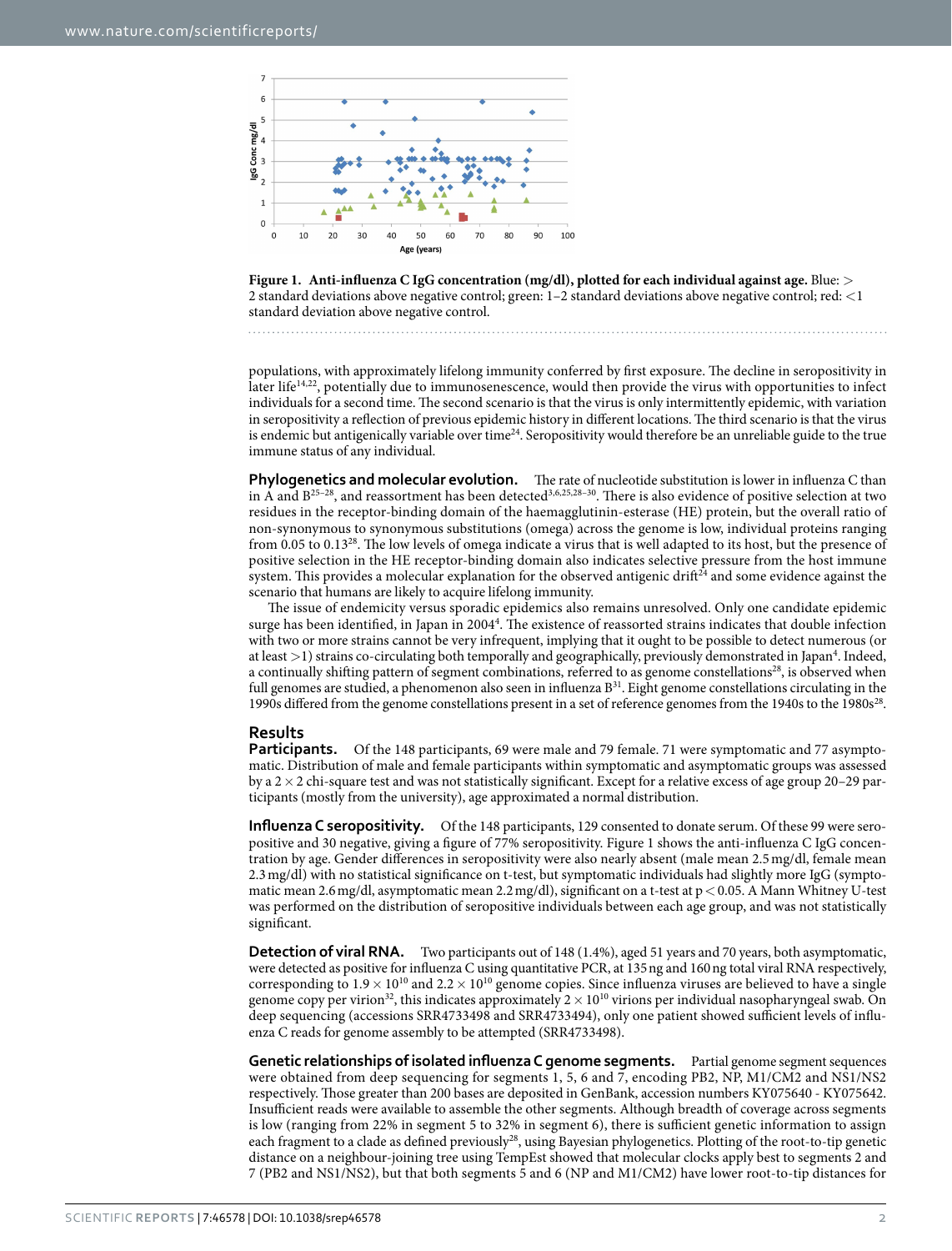**Figure 1. Anti-influenza C IgG concentration (mg/dl), plotted for each individual against age.** Blue: > 2 standard deviations above negative control; green: 1–2 standard deviations above negative control; red: <1 standard deviation above negative control.

populations, with approximately lifelong immunity conferred by first exposure. The decline in seropositivity in later life[14,22], potentially due to immunosenescence, would then provide the virus with opportunities to infect individuals for a second time. The second scenario is that the virus is only intermittently epidemic, with variation in seropositivity a reflection of previous epidemic history in different locations. The third scenario is that the virus is endemic but antigenically variable over time[24]. Seropositivity would therefore be an unreliable guide to the true immune status of any individual.

**Phylogenetics and molecular evolution.** The rate of nucleotide substitution is lower in influenza C than in A and B[25–28], and reassortment has been detected[3,6,25,28–30]. There is also evidence of positive selection at two residues in the receptor-binding domain of the haemagglutinin-esterase (HE) protein, but the overall ratio of non-synonymous to synonymous substitutions (omega) across the genome is low, individual proteins ranging from 0.05 to 0.13[28]. The low levels of omega indicate a virus that is well adapted to its host, but the presence of positive selection in the HE receptor-binding domain also indicates selective pressure from the host immune system. This provides a molecular explanation for the observed antigenic drift[24] and some evidence against the scenario that humans are likely to acquire lifelong immunity.

The issue of endemicity versus sporadic epidemics also remains unresolved. Only one candidate epidemic surge has been identified, in Japan in 2004[4]. The existence of reassorted strains indicates that double infection with two or more strains cannot be very infrequent, implying that it ought to be possible to detect numerous (or at least >1) strains co-circulating both temporally and geographically, previously demonstrated in Japan[4]. Indeed, a continually shifting pattern of segment combinations, referred to as genome constellations[28], is observed when full genomes are studied, a phenomenon also seen in influenza B[31]. Eight genome constellations circulating in the 1990s differed from the genome constellations present in a set of reference genomes from the 1940s to the 1980s[28].

## Results

**Participants.** Of the 148 participants, 69 were male and 79 female. 71 were symptomatic and 77 asymptomatic. Distribution of male and female participants within symptomatic and asymptomatic groups was assessed by a $2 \times 2$ chi-square test and was not statistically significant. Except for a relative excess of age group 20–29 participants (mostly from the university), age approximated a normal distribution.

**Influenza C seropositivity.** Of the 148 participants, 129 consented to donate serum. Of these 99 were seropositive and 30 negative, giving a figure of 77% seropositivity. Figure 1 shows the anti-influenza C IgG concentration by age. Gender differences in seropositivity were also nearly absent (male mean 2.5 mg/dl, female mean 2.3 mg/dl) with no statistical significance on t-test, but symptomatic individuals had slightly more IgG (symptomatic mean 2.6 mg/dl, asymptomatic mean 2.2 mg/dl), significant on a t-test at $p < 0.05$. A Mann Whitney U-test was performed on the distribution of seropositive individuals between each age group, and was not statistically significant.

**Detection of viral RNA.** Two participants out of 148 (1.4%), aged 51 years and 70 years, both asymptomatic, were detected as positive for influenza C using quantitative PCR, at 135 ng and 160 ng total viral RNA respectively, corresponding to $1.9 \times 10^{10}$ and $2.2 \times 10^{10}$ genome copies. Since influenza viruses are believed to have a single genome copy per virion[32], this indicates approximately $2 \times 10^{10}$ virions per individual nasopharyngeal swab. On deep sequencing (accessions SRR4733498 and SRR4733494), only one patient showed sufficient levels of influenza C reads for genome assembly to be attempted (SRR4733498).

**Genetic relationships of isolated influenza C genome segments.** Partial genome segment sequences were obtained from deep sequencing for segments 1, 5, 6 and 7, encoding PB2, NP, M1/CM2 and NS1/NS2 respectively. Those greater than 200 bases are deposited in GenBank, accession numbers KY075640 - KY075642. Insufficient reads were available to assemble the other segments. Although breadth of coverage across segments is low (ranging from 22% in segment 5 to 32% in segment 6), there is sufficient genetic information to assign each fragment to a clade as defined previously[28], using Bayesian phylogenetics. Plotting of the root-to-tip genetic distance on a neighbour-joining tree using TempEst showed that molecular clocks apply best to segments 2 and 7 (PB2 and NS1/NS2), but that both segments 5 and 6 (NP and M1/CM2) have lower root-to-tip distances for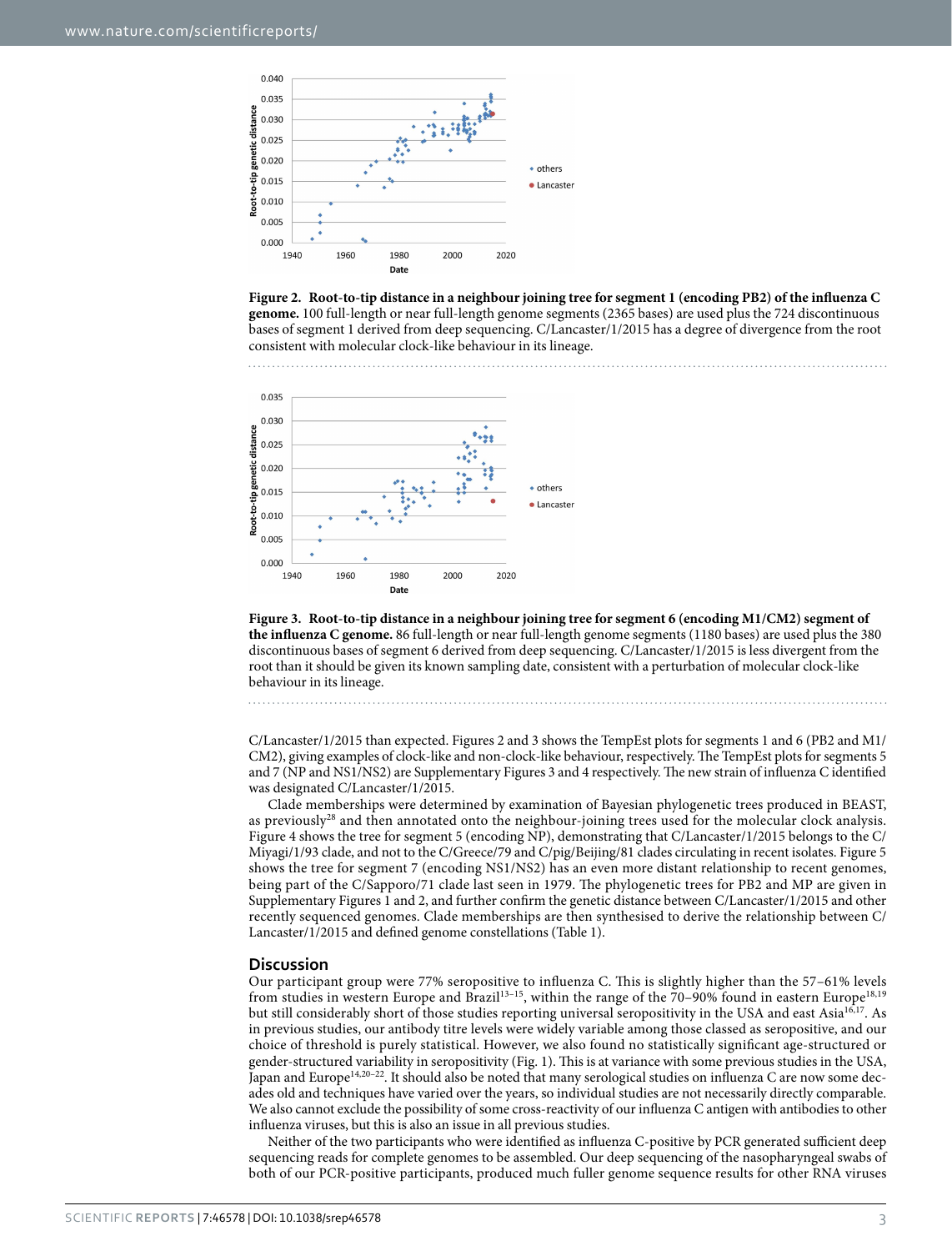**Figure 2. Root-to-tip distance in a neighbour joining tree for segment 1 (encoding PB2) of the influenza C genome.** 100 full-length or near full-length genome segments (2365 bases) are used plus the 724 discontinuous bases of segment 1 derived from deep sequencing. C/Lancaster/1/2015 has a degree of divergence from the root consistent with molecular clock-like behaviour in its lineage.

**Figure 3. Root-to-tip distance in a neighbour joining tree for segment 6 (encoding M1/CM2) segment of the influenza C genome.** 86 full-length or near full-length genome segments (1180 bases) are used plus the 380 discontinuous bases of segment 6 derived from deep sequencing. C/Lancaster/1/2015 is less divergent from the root than it should be given its known sampling date, consistent with a perturbation of molecular clock-like behaviour in its lineage.

C/Lancaster/1/2015 than expected. Figures 2 and 3 shows the TempEst plots for segments 1 and 6 (PB2 and M1/CM2), giving examples of clock-like and non-clock-like behaviour, respectively. The TempEst plots for segments 5 and 7 (NP and NS1/NS2) are Supplementary Figures 3 and 4 respectively. The new strain of influenza C identified was designated C/Lancaster/1/2015.

Clade memberships were determined by examination of Bayesian phylogenetic trees produced in BEAST, as previously[28] and then annotated onto the neighbour-joining trees used for the molecular clock analysis. Figure 4 shows the tree for segment 5 (encoding NP), demonstrating that C/Lancaster/1/2015 belongs to the C/Miyagi/1/93 clade, and not to the C/Greece/79 and C/pig/Beijing/81 clades circulating in recent isolates. Figure 5 shows the tree for segment 7 (encoding NS1/NS2) has an even more distant relationship to recent genomes, being part of the C/Sapporo/71 clade last seen in 1979. The phylogenetic trees for PB2 and MP are given in Supplementary Figures 1 and 2, and further confirm the genetic distance between C/Lancaster/1/2015 and other recently sequenced genomes. Clade memberships are then synthesised to derive the relationship between C/Lancaster/1/2015 and defined genome constellations (Table 1).

## Discussion

Our participant group were 77% seropositive to influenza C. This is slightly higher than the 57–61% levels from studies in western Europe and Brazil[13–15], within the range of the 70–90% found in eastern Europe[18,19] but still considerably short of those studies reporting universal seropositivity in the USA and east Asia[16,17]. As in previous studies, our antibody titre levels were widely variable among those classed as seropositive, and our choice of threshold is purely statistical. However, we also found no statistically significant age-structured or gender-structured variability in seropositivity (Fig. 1). This is at variance with some previous studies in the USA, Japan and Europe[14,20–22]. It should also be noted that many serological studies on influenza C are now some decades old and techniques have varied over the years, so individual studies are not necessarily directly comparable. We also cannot exclude the possibility of some cross-reactivity of our influenza C antigen with antibodies to other influenza viruses, but this is also an issue in all previous studies.

Neither of the two participants who were identified as influenza C-positive by PCR generated sufficient deep sequencing reads for complete genomes to be assembled. Our deep sequencing of the nasopharyngeal swabs of both of our PCR-positive participants, produced much fuller genome sequence results for other RNA viruses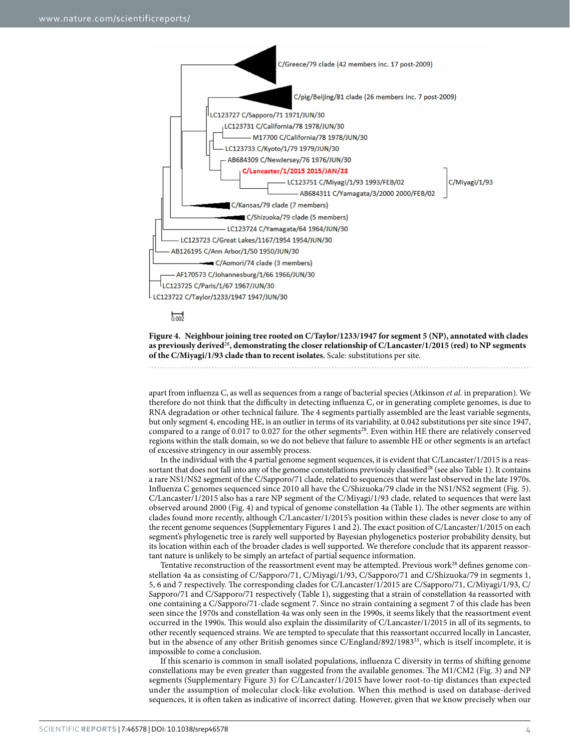**Figure 4. Neighbour joining tree rooted on C/Taylor/1233/1947 for segment 5 (NP), annotated with clades as previously derived[28], demonstrating the closer relationship of C/Lancaster/1/2015 (red) to NP segments of the C/Miyagi/1/93 clade than to recent isolates.** Scale: substitutions per site.

apart from influenza C, as well as sequences from a range of bacterial species (Atkinson *et al.* in preparation). We therefore do not think that the difficulty in detecting influenza C, or in generating complete genomes, is due to RNA degradation or other technical failure. The 4 segments partially assembled are the least variable segments, but only segment 4, encoding HE, is an outlier in terms of its variability, at 0.042 substitutions per site since 1947, compared to a range of 0.017 to 0.027 for the other segments[28]. Even within HE there are relatively conserved regions within the stalk domain, so we do not believe that failure to assemble HE or other segments is an artefact of excessive stringency in our assembly process.

In the individual with the 4 partial genome segment sequences, it is evident that C/Lancaster/1/2015 is a reassortant that does not fall into any of the genome constellations previously classified[28] (see also Table 1). It contains a rare NS1/NS2 segment of the C/Sapporo/71 clade, related to sequences that were last observed in the late 1970s. Influenza C genomes sequenced since 2010 all have the C/Shizuoka/79 clade in the NS1/NS2 segment (Fig. 5). C/Lancaster/1/2015 also has a rare NP segment of the C/Miyagi/1/93 clade, related to sequences that were last observed around 2000 (Fig. 4) and typical of genome constellation 4a (Table 1). The other segments are within clades found more recently, although C/Lancaster/1/2015's position within these clades is never close to any of the recent genome sequences (Supplementary Figures 1 and 2). The exact position of C/Lancaster/1/2015 on each segment's phylogenetic tree is rarely well supported by Bayesian phylogenetics posterior probability density, but its location within each of the broader clades is well supported. We therefore conclude that its apparent reassortant nature is unlikely to be simply an artefact of partial sequence information.

Tentative reconstruction of the reassortment event may be attempted. Previous work[28] defines genome constellation 4a as consisting of C/Sapporo/71, C/Miyagi/1/93, C/Sapporo/71 and C/Shizuoka/79 in segments 1, 5, 6 and 7 respectively. The corresponding clades for C/Lancaster/1/2015 are C/Sapporo/71, C/Miyagi/1/93, C/Sapporo/71 and C/Sapporo/71 respectively (Table 1), suggesting that a strain of constellation 4a reassorted with one containing a C/Sapporo/71-clade segment 7. Since no strain containing a segment 7 of this clade has been seen since the 1970s and constellation 4a was only seen in the 1990s, it seems likely that the reassortment event occurred in the 1990s. This would also explain the dissimilarity of C/Lancaster/1/2015 in all of its segments, to other recently sequenced strains. We are tempted to speculate that this reassortant occurred locally in Lancaster, but in the absence of any other British genomes since C/England/892/1983[33], which is itself incomplete, it is impossible to come to a conclusion.

If this scenario is common in small isolated populations, influenza C diversity in terms of shifting genome constellations may be even greater than suggested from the available genomes. The M1/CM2 (Fig. 3) and NP segments (Supplementary Figure 3) for C/Lancaster/1/2015 have lower root-to-tip distances than expected under the assumption of molecular clock-like evolution. When this method is used on database-derived sequences, it is often taken as indicative of incorrect dating. However, given that we know precisely when our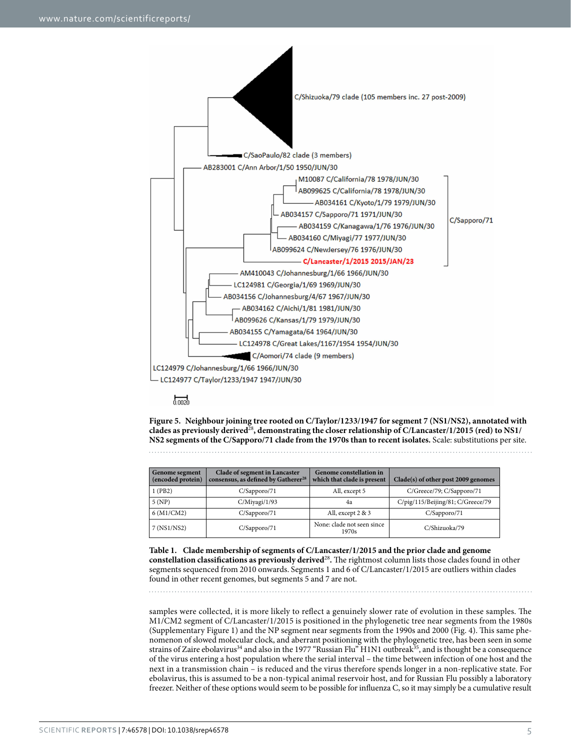**Figure 5. Neighbour joining tree rooted on C/Taylor/1233/1947 for segment 7 (NS1/NS2), annotated with clades as previously derived[28], demonstrating the closer relationship of C/Lancaster/1/2015 (red) to NS1/NS2 segments of the C/Sapporo/71 clade from the 1970s than to recent isolates.** Scale: substitutions per site.

| Genome segment (encoded protein) | Clade of segment in Lancaster consensus, as defined by Gatherer[28] | Genome constellation in which that clade is present | Clade(s) of other post 2009 genomes |
|---|---|---|---|
| 1 (PB2) | C/Sapporo/71 | All, except 5 | C/Greece/79; C/Sapporo/71 |
| 5 (NP) | C/Miyagi/1/93 | 4a | C/pig/115/Beijing/81; C/Greece/79 |
| 6 (M1/CM2) | C/Sapporo/71 | All, except 2 & 3 | C/Sapporo/71 |
| 7 (NS1/NS2) | C/Sapporo/71 | None: clade not seen since 1970s | C/Shizuoka/79 |

**Table 1. Clade membership of segments of C/Lancaster/1/2015 and the prior clade and genome constellation classifications as previously derived[28].** The rightmost column lists those clades found in other segments sequenced from 2010 onwards. Segments 1 and 6 of C/Lancaster/1/2015 are outliers within clades found in other recent genomes, but segments 5 and 7 are not.

samples were collected, it is more likely to reflect a genuinely slower rate of evolution in these samples. The M1/CM2 segment of C/Lancaster/1/2015 is positioned in the phylogenetic tree near segments from the 1980s (Supplementary Figure 1) and the NP segment near segments from the 1990s and 2000 (Fig. 4). This same phenomenon of slowed molecular clock, and aberrant positioning with the phylogenetic tree, has been seen in some strains of Zaire ebolavirus[34] and also in the 1977 "Russian Flu" H1N1 outbreak[35], and is thought be a consequence of the virus entering a host population where the serial interval – the time between infection of one host and the next in a transmission chain – is reduced and the virus therefore spends longer in a non-replicative state. For ebolavirus, this is assumed to be a non-typical animal reservoir host, and for Russian Flu possibly a laboratory freezer. Neither of these options would seem to be possible for influenza C, so it may simply be a cumulative result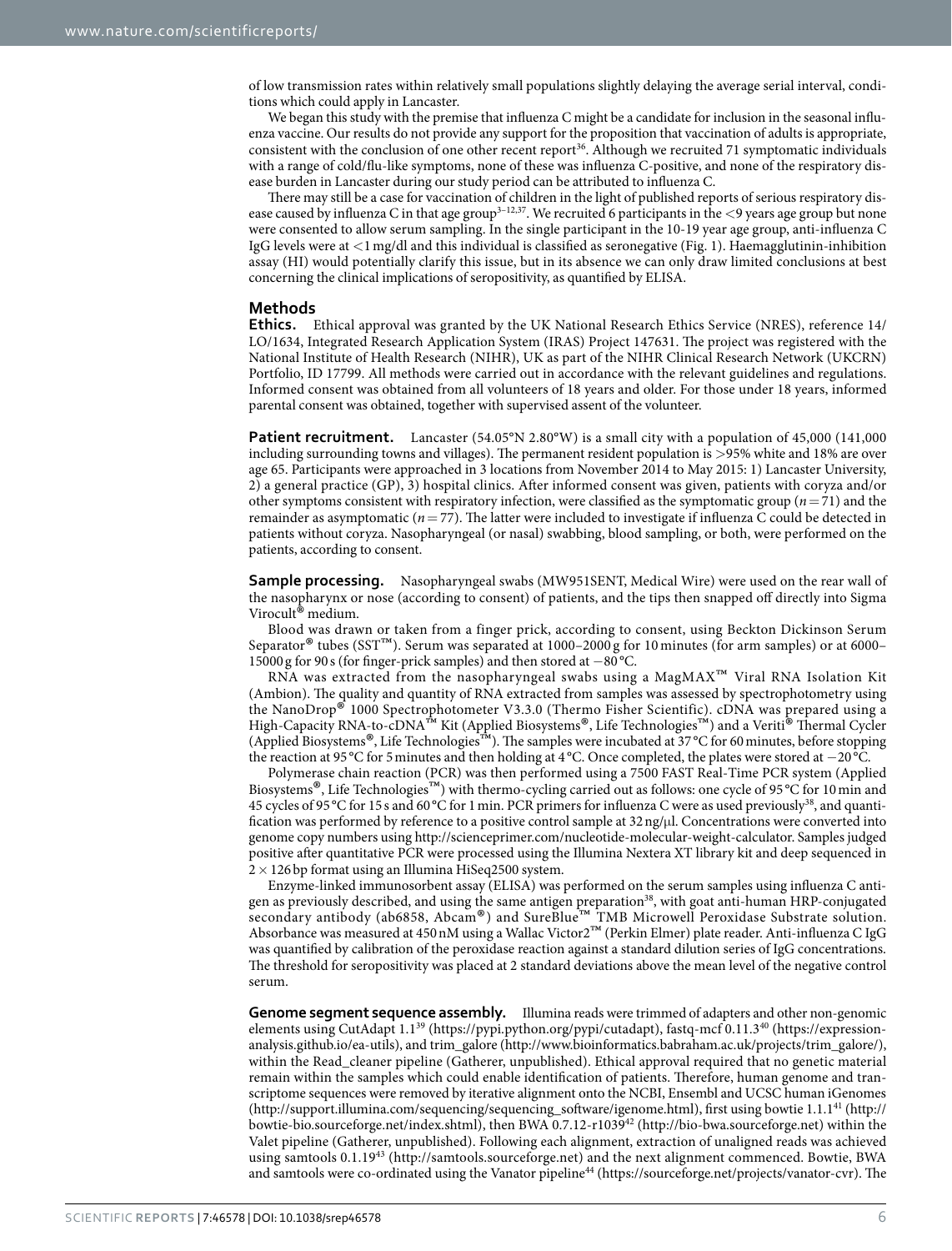of low transmission rates within relatively small populations slightly delaying the average serial interval, conditions which could apply in Lancaster.

We began this study with the premise that influenza C might be a candidate for inclusion in the seasonal influenza vaccine. Our results do not provide any support for the proposition that vaccination of adults is appropriate, consistent with the conclusion of one other recent report[36]. Although we recruited 71 symptomatic individuals with a range of cold/flu-like symptoms, none of these was influenza C-positive, and none of the respiratory disease burden in Lancaster during our study period can be attributed to influenza C.

There may still be a case for vaccination of children in the light of published reports of serious respiratory disease caused by influenza C in that age group[3–12,37]. We recruited 6 participants in the <9 years age group but none were consented to allow serum sampling. In the single participant in the 10-19 year age group, anti-influenza C IgG levels were at <1 mg/dl and this individual is classified as seronegative (Fig. 1). Haemagglutinin-inhibition assay (HI) would potentially clarify this issue, but in its absence we can only draw limited conclusions at best concerning the clinical implications of seropositivity, as quantified by ELISA.

## Methods

**Ethics.** Ethical approval was granted by the UK National Research Ethics Service (NRES), reference 14/LO/1634, Integrated Research Application System (IRAS) Project 147631. The project was registered with the National Institute of Health Research (NIHR), UK as part of the NIHR Clinical Research Network (UKCRN) Portfolio, ID 17799. All methods were carried out in accordance with the relevant guidelines and regulations. Informed consent was obtained from all volunteers of 18 years and older. For those under 18 years, informed parental consent was obtained, together with supervised assent of the volunteer.

**Patient recruitment.** Lancaster (54.05°N 2.80°W) is a small city with a population of 45,000 (141,000 including surrounding towns and villages). The permanent resident population is >95% white and 18% are over age 65. Participants were approached in 3 locations from November 2014 to May 2015: 1) Lancaster University, 2) a general practice (GP), 3) hospital clinics. After informed consent was given, patients with coryza and/or other symptoms consistent with respiratory infection, were classified as the symptomatic group ($n = 71$) and the remainder as asymptomatic ($n = 77$). The latter were included to investigate if influenza C could be detected in patients without coryza. Nasopharyngeal (or nasal) swabbing, blood sampling, or both, were performed on the patients, according to consent.

**Sample processing.** Nasopharyngeal swabs (MW951SENT, Medical Wire) were used on the rear wall of the nasopharynx or nose (according to consent) of patients, and the tips then snapped off directly into Sigma Virocult® medium.

Blood was drawn or taken from a finger prick, according to consent, using Beckton Dickinson Serum Separator® tubes (SST™). Serum was separated at 1000–2000 g for 10 minutes (for arm samples) or at 6000–15000 g for 90 s (for finger-prick samples) and then stored at −80 °C.

RNA was extracted from the nasopharyngeal swabs using a MagMAX™ Viral RNA Isolation Kit (Ambion). The quality and quantity of RNA extracted from samples was assessed by spectrophotometry using the NanoDrop® 1000 Spectrophotometer V3.3.0 (Thermo Fisher Scientific). cDNA was prepared using a High-Capacity RNA-to-cDNA™ Kit (Applied Biosystems®, Life Technologies™) and a Veriti® Thermal Cycler (Applied Biosystems®, Life Technologies™). The samples were incubated at 37 °C for 60 minutes, before stopping the reaction at 95 °C for 5 minutes and then holding at 4 °C. Once completed, the plates were stored at −20 °C.

Polymerase chain reaction (PCR) was then performed using a 7500 FAST Real-Time PCR system (Applied Biosystems®, Life Technologies™) with thermo-cycling carried out as follows: one cycle of 95 °C for 10 min and 45 cycles of 95 °C for 15 s and 60 °C for 1 min. PCR primers for influenza C were as used previously[38], and quantification was performed by reference to a positive control sample at 32 ng/μl. Concentrations were converted into genome copy numbers using http://scienceprimer.com/nucleotide-molecular-weight-calculator. Samples judged positive after quantitative PCR were processed using the Illumina Nextera XT library kit and deep sequenced in $2 \times 126$ bp format using an Illumina HiSeq2500 system.

Enzyme-linked immunosorbent assay (ELISA) was performed on the serum samples using influenza C antigen as previously described, and using the same antigen preparation[38], with goat anti-human HRP-conjugated secondary antibody (ab6858, Abcam®) and SureBlue™ TMB Microwell Peroxidase Substrate solution. Absorbance was measured at 450 nM using a Wallac Victor2™ (Perkin Elmer) plate reader. Anti-influenza C IgG was quantified by calibration of the peroxidase reaction against a standard dilution series of IgG concentrations. The threshold for seropositivity was placed at 2 standard deviations above the mean level of the negative control serum.

**Genome segment sequence assembly.** Illumina reads were trimmed of adapters and other non-genomic elements using CutAdapt 1.1[39] (https://pypi.python.org/pypi/cutadapt), fastq-mcf 0.11.3[40] (https://expression-analysis.github.io/ea-utils), and trim_galore (http://www.bioinformatics.babraham.ac.uk/projects/trim_galore/), within the Read_cleaner pipeline (Gatherer, unpublished). Ethical approval required that no genetic material remain within the samples which could enable identification of patients. Therefore, human genome and transcriptome sequences were removed by iterative alignment onto the NCBI, Ensembl and UCSC human iGenomes (http://support.illumina.com/sequencing/sequencing_software/igenome.html), first using bowtie 1.1.1[41] (http://bowtie-bio.sourceforge.net/index.shtml), then BWA 0.7.12-r1039[42] (http://bio-bwa.sourceforge.net) within the Valet pipeline (Gatherer, unpublished). Following each alignment, extraction of unaligned reads was achieved using samtools 0.1.19[43] (http://samtools.sourceforge.net) and the next alignment commenced. Bowtie, BWA and samtools were co-ordinated using the Vanator pipeline[44] (https://sourceforge.net/projects/vanator-cvr). The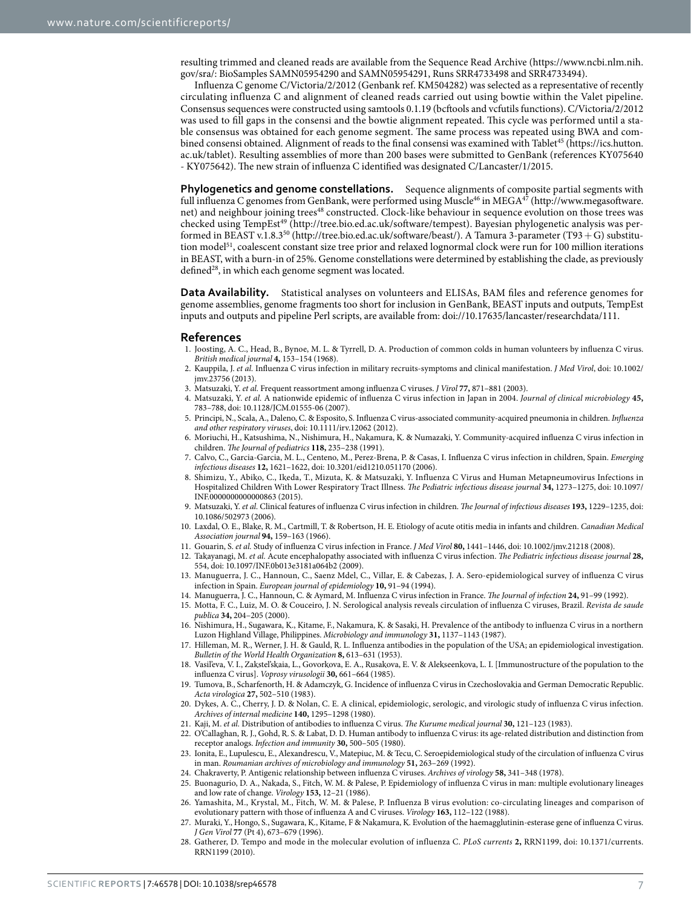resulting trimmed and cleaned reads are available from the Sequence Read Archive (https://www.ncbi.nlm.nih.gov/sra/: BioSamples SAMN05954290 and SAMN05954291, Runs SRR4733498 and SRR4733494).

Influenza C genome C/Victoria/2/2012 (Genbank ref. KM504282) was selected as a representative of recently circulating influenza C and alignment of cleaned reads carried out using bowtie within the Valet pipeline. Consensus sequences were constructed using samtools 0.1.19 (bcftools and vcfutils functions). C/Victoria/2/2012 was used to fill gaps in the consensi and the bowtie alignment repeated. This cycle was performed until a stable consensus was obtained for each genome segment. The same process was repeated using BWA and combined consensi obtained. Alignment of reads to the final consensi was examined with Tablet[45] (https://ics.hutton.ac.uk/tablet). Resulting assemblies of more than 200 bases were submitted to GenBank (references KY075640 - KY075642). The new strain of influenza C identified was designated C/Lancaster/1/2015.

**Phylogenetics and genome constellations.** Sequence alignments of composite partial segments with full influenza C genomes from GenBank, were performed using Muscle[46] in MEGA[47] (http://www.megasoftware.net) and neighbour joining trees[48] constructed. Clock-like behaviour in sequence evolution on those trees was checked using TempEst[49] (http://tree.bio.ed.ac.uk/software/tempest). Bayesian phylogenetic analysis was performed in BEAST v.1.8.3[50] (http://tree.bio.ed.ac.uk/software/beast/). A Tamura 3-parameter (T93 + G) substitution model[51], coalescent constant size tree prior and relaxed lognormal clock were run for 100 million iterations in BEAST, with a burn-in of 25%. Genome constellations were determined by establishing the clade, as previously defined[28], in which each genome segment was located.

**Data Availability.** Statistical analyses on volunteers and ELISAs, BAM files and reference genomes for genome assemblies, genome fragments too short for inclusion in GenBank, BEAST inputs and outputs, TempEst inputs and outputs and pipeline Perl scripts, are available from: doi://10.17635/lancaster/researchdata/111.

## References

1. Joosting, A. C., Head, B., Bynoe, M. L. & Tyrrell, D. A. Production of common colds in human volunteers by influenza C virus. *British medical journal* **4,** 153–154 (1968).
2. Kauppila, J. *et al.* Influenza C virus infection in military recruits-symptoms and clinical manifestation. *J Med Virol*, doi: 10.1002/jmv.23756 (2013).
3. Matsuzaki, Y. *et al.* Frequent reassortment among influenza C viruses. *J Virol* **77,** 871–881 (2003).
4. Matsuzaki, Y. *et al.* A nationwide epidemic of influenza C virus infection in Japan in 2004. *Journal of clinical microbiology* **45,** 783–788, doi: 10.1128/JCM.01555-06 (2007).
5. Principi, N., Scala, A., Daleno, C. & Esposito, S. Influenza C virus-associated community-acquired pneumonia in children. *Influenza and other respiratory viruses*, doi: 10.1111/irv.12062 (2012).
6. Moriuchi, H., Katsushima, N., Nishimura, H., Nakamura, K. & Numazaki, Y. Community-acquired influenza C virus infection in children. *The Journal of pediatrics* **118,** 235–238 (1991).
7. Calvo, C., Garcia-Garcia, M. L., Centeno, M., Perez-Brena, P. & Casas, I. Influenza C virus infection in children, Spain. *Emerging infectious diseases* **12,** 1621–1622, doi: 10.3201/eid1210.051170 (2006).
8. Shimizu, Y., Abiko, C., Ikeda, T., Mizuta, K. & Matsuzaki, Y. Influenza C Virus and Human Metapneumovirus Infections in Hospitalized Children With Lower Respiratory Tract Illness. *The Pediatric infectious disease journal* **34,** 1273–1275, doi: 10.1097/INF.0000000000000863 (2015).
9. Matsuzaki, Y. *et al.* Clinical features of influenza C virus infection in children. *The Journal of infectious diseases* **193,** 1229–1235, doi: 10.1086/502973 (2006).
10. Laxdal, O. E., Blake, R. M., Cartmill, T. & Robertson, H. E. Etiology of acute otitis media in infants and children. *Canadian Medical Association journal* **94,** 159–163 (1966).
11. Gouarin, S. *et al.* Study of influenza C virus infection in France. *J Med Virol* **80,** 1441–1446, doi: 10.1002/jmv.21218 (2008).
12. Takayanagi, M. *et al.* Acute encephalopathy associated with influenza C virus infection. *The Pediatric infectious disease journal* **28,** 554, doi: 10.1097/INF.0b013e3181a064b2 (2009).
13. Manuguerra, J. C., Hannoun, C., Saenz Mdel, C., Villar, E. & Cabezas, J. A. Sero-epidemiological survey of influenza C virus infection in Spain. *European journal of epidemiology* **10,** 91–94 (1994).
14. Manuguerra, J. C., Hannoun, C. & Aymard, M. Influenza C virus infection in France. *The Journal of infection* **24,** 91–99 (1992).
15. Motta, F. C., Luiz, M. O. & Couceiro, J. N. Serological analysis reveals circulation of influenza C viruses, Brazil. *Revista de saude publica* **34,** 204–205 (2000).
16. Nishimura, H., Sugawara, K., Kitame, F., Nakamura, K. & Sasaki, H. Prevalence of the antibody to influenza C virus in a northern Luzon Highland Village, Philippines. *Microbiology and immunology* **31,** 1137–1143 (1987).
17. Hilleman, M. R., Werner, J. H. & Gauld, R. L. Influenza antibodies in the population of the USA; an epidemiological investigation. *Bulletin of the World Health Organization* **8,** 613–631 (1953).
18. Vasil'eva, V. I., Zakstel'skaia, L., Govorkova, E. A., Rusakova, E. V. & Alekseenkova, L. I. [Immunostructure of the population to the influenza C virus]. *Voprosy virusologii* **30,** 661–664 (1985).
19. Tumova, B., Scharfenorth, H. & Adamczyk, G. Incidence of influenza C virus in Czechoslovakia and German Democratic Republic. *Acta virologica* **27,** 502–510 (1983).
20. Dykes, A. C., Cherry, J. D. & Nolan, C. E. A clinical, epidemiologic, serologic, and virologic study of influenza C virus infection. *Archives of internal medicine* **140,** 1295–1298 (1980).
21. Kaji, M. *et al.* Distribution of antibodies to influenza C virus. *The Kurume medical journal* **30,** 121–123 (1983).
22. O'Callaghan, R. J., Gohd, R. S. & Labat, D. D. Human antibody to influenza C virus: its age-related distribution and distinction from receptor analogs. *Infection and immunity* **30,** 500–505 (1980).
23. Ionita, E., Lupulescu, E., Alexandrescu, V., Matepiuc, M. & Tecu, C. Seroepidemiological study of the circulation of influenza C virus in man. *Roumanian archives of microbiology and immunology* **51,** 263–269 (1992).
24. Chakraverty, P. Antigenic relationship between influenza C viruses. *Archives of virology* **58,** 341–348 (1978).
25. Buonagurio, D. A., Nakada, S., Fitch, W. M. & Palese, P. Epidemiology of influenza C virus in man: multiple evolutionary lineages and low rate of change. *Virology* **153,** 12–21 (1986).
26. Yamashita, M., Krystal, M., Fitch, W. M. & Palese, P. Influenza B virus evolution: co-circulating lineages and comparison of evolutionary pattern with those of influenza A and C viruses. *Virology* **163,** 112–122 (1988).
27. Muraki, Y., Hongo, S., Sugawara, K., Kitame, F & Nakamura, K. Evolution of the haemagglutinin-esterase gene of influenza C virus. *J Gen Virol* **77** (Pt 4), 673–679 (1996).
28. Gatherer, D. Tempo and mode in the molecular evolution of influenza C. *PLoS currents* **2,** RRN1199, doi: 10.1371/currents.RRN1199 (2010).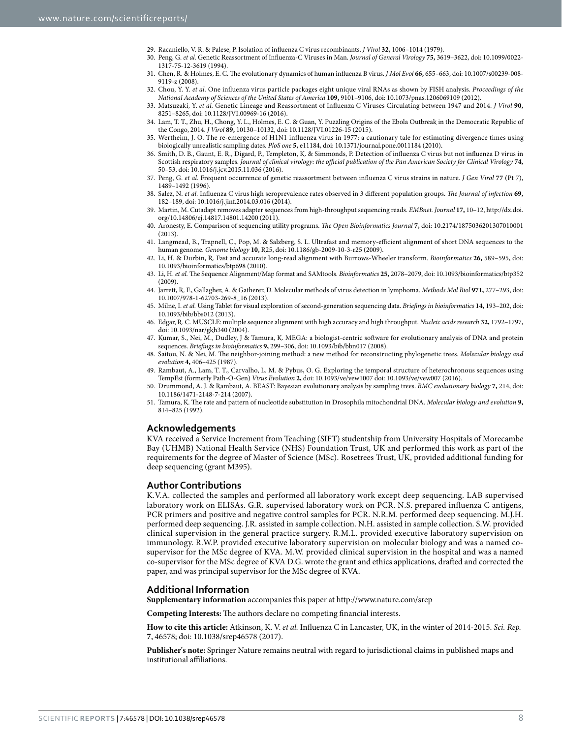29. Racaniello, V. R. & Palese, P. Isolation of influenza C virus recombinants. *J Virol* **32,** 1006–1014 (1979).
30. Peng, G. *et al.* Genetic Reassortment of Influenza-C Viruses in Man. *Journal of General Virology* **75,** 3619–3622, doi: 10.1099/0022-1317-75-12-3619 (1994).
31. Chen, R. & Holmes, E. C. The evolutionary dynamics of human influenza B virus. *J Mol Evol* **66,** 655–663, doi: 10.1007/s00239-008-9119-z (2008).
32. Chou, Y. Y. *et al.* One influenza virus particle packages eight unique viral RNAs as shown by FISH analysis. *Proceedings of the National Academy of Sciences of the United States of America* **109,** 9101–9106, doi: 10.1073/pnas.1206069109 (2012).
33. Matsuzaki, Y. *et al.* Genetic Lineage and Reassortment of Influenza C Viruses Circulating between 1947 and 2014. *J Virol* **90,** 8251–8265, doi: 10.1128/JVI.00969-16 (2016).
34. Lam, T. T., Zhu, H., Chong, Y. L., Holmes, E. C. & Guan, Y. Puzzling Origins of the Ebola Outbreak in the Democratic Republic of the Congo, 2014. *J Virol* **89,** 10130–10132, doi: 10.1128/JVI.01226-15 (2015).
35. Wertheim, J. O. The re-emergence of H1N1 influenza virus in 1977: a cautionary tale for estimating divergence times using biologically unrealistic sampling dates. *PloS one* **5,** e11184, doi: 10.1371/journal.pone.0011184 (2010).
36. Smith, D. B., Gaunt, E. R., Digard, P., Templeton, K. & Simmonds, P. Detection of influenza C virus but not influenza D virus in Scottish respiratory samples. *Journal of clinical virology: the official publication of the Pan American Society for Clinical Virology* **74,** 50–53, doi: 10.1016/j.jcv.2015.11.036 (2016).
37. Peng, G. *et al.* Frequent occurrence of genetic reassortment between influenza C virus strains in nature. *J Gen Virol* **77** (Pt 7), 1489–1492 (1996).
38. Salez, N. *et al.* Influenza C virus high seroprevalence rates observed in 3 different population groups. *The Journal of infection* **69,** 182–189, doi: 10.1016/j.jinf.2014.03.016 (2014).
39. Martin, M. Cutadapt removes adapter sequences from high-throughput sequencing reads. *EMBnet. Journal* **17,** 10–12, http://dx.doi.org/10.14806/ej.14817.14801.14200 (2011).
40. Aronesty, E. Comparison of sequencing utility programs. *The Open Bioinformatics Journal* **7,** doi: 10.2174/1875036201307010001 (2013).
41. Langmead, B., Trapnell, C., Pop, M. & Salzberg, S. L. Ultrafast and memory-efficient alignment of short DNA sequences to the human genome. *Genome biology* **10,** R25, doi: 10.1186/gb-2009-10-3-r25 (2009).
42. Li, H. & Durbin, R. Fast and accurate long-read alignment with Burrows-Wheeler transform. *Bioinformatics* **26,** 589–595, doi: 10.1093/bioinformatics/btp698 (2010).
43. Li, H. *et al.* The Sequence Alignment/Map format and SAMtools. *Bioinformatics* **25,** 2078–2079, doi: 10.1093/bioinformatics/btp352 (2009).
44. Jarrett, R. F., Gallagher, A. & Gatherer, D. Molecular methods of virus detection in lymphoma. *Methods Mol Biol* **971,** 277–293, doi: 10.1007/978-1-62703-269-8_16 (2013).
45. Milne, I. *et al.* Using Tablet for visual exploration of second-generation sequencing data. *Briefings in bioinformatics* **14,** 193–202, doi: 10.1093/bib/bbs012 (2013).
46. Edgar, R. C. MUSCLE: multiple sequence alignment with high accuracy and high throughput. *Nucleic acids research* **32,** 1792–1797, doi: 10.1093/nar/gkh340 (2004).
47. Kumar, S., Nei, M., Dudley, J & Tamura, K. MEGA: a biologist-centric software for evolutionary analysis of DNA and protein sequences. *Briefings in bioinformatics* **9,** 299–306, doi: 10.1093/bib/bbn017 (2008).
48. Saitou, N. & Nei, M. The neighbor-joining method: a new method for reconstructing phylogenetic trees. *Molecular biology and evolution* **4,** 406–425 (1987).
49. Rambaut, A., Lam, T. T., Carvalho, L. M. & Pybus, O. G. Exploring the temporal structure of heterochronous sequences using TempEst (formerly Path-O-Gen) *Virus Evolution* **2,** doi: 10.1093/ve/vew1007 doi: 10.1093/ve/vew007 (2016).
50. Drummond, A. J. & Rambaut, A. BEAST: Bayesian evolutionary analysis by sampling trees. *BMC evolutionary biology* **7,** 214, doi: 10.1186/1471-2148-7-214 (2007).
51. Tamura, K. The rate and pattern of nucleotide substitution in Drosophila mitochondrial DNA. *Molecular biology and evolution* **9,** 814–825 (1992).

## Acknowledgements

KVA received a Service Increment from Teaching (SIFT) studentship from University Hospitals of Morecambe Bay (UHMB) National Health Service (NHS) Foundation Trust, UK and performed this work as part of the requirements for the degree of Master of Science (MSc). Rosetrees Trust, UK, provided additional funding for deep sequencing (grant M395).

## Author Contributions

K.V.A. collected the samples and performed all laboratory work except deep sequencing. LAB supervised laboratory work on ELISAs. G.R. supervised laboratory work on PCR. N.S. prepared influenza C antigens, PCR primers and positive and negative control samples for PCR. N.R.M. performed deep sequencing. M.J.H. performed deep sequencing. J.R. assisted in sample collection. N.H. assisted in sample collection. S.W. provided clinical supervision in the general practice surgery. R.M.L. provided executive laboratory supervision on immunology. R.W.P. provided executive laboratory supervision on molecular biology and was a named co-supervisor for the MSc degree of KVA. M.W. provided clinical supervision in the hospital and was a named co-supervisor for the MSc degree of KVA D.G. wrote the grant and ethics applications, drafted and corrected the paper, and was principal supervisor for the MSc degree of KVA.

## Additional Information

**Supplementary information** accompanies this paper at http://www.nature.com/srep

**Competing Interests:** The authors declare no competing financial interests.

**How to cite this article:** Atkinson, K. V. *et al.* Influenza C in Lancaster, UK, in the winter of 2014-2015. *Sci. Rep.* **7**, 46578; doi: 10.1038/srep46578 (2017).

**Publisher's note:** Springer Nature remains neutral with regard to jurisdictional claims in published maps and institutional affiliations.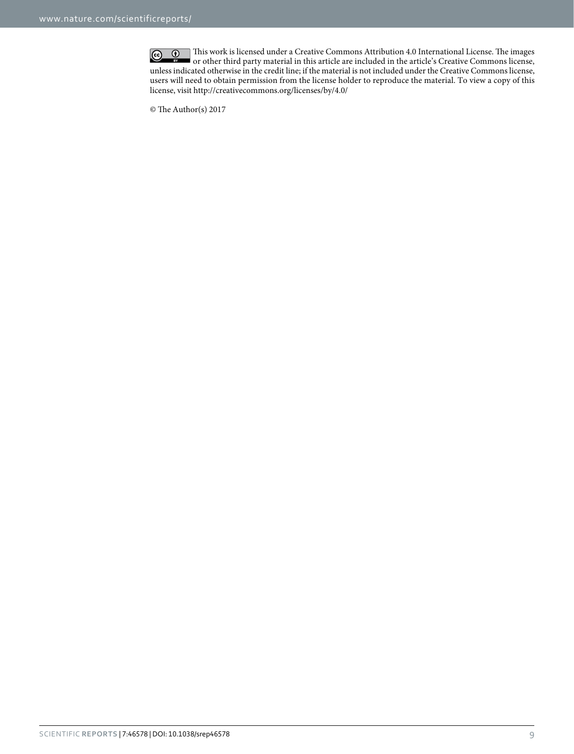This work is licensed under a Creative Commons Attribution 4.0 International License. The images or other third party material in this article are included in the article's Creative Commons license, unless indicated otherwise in the credit line; if the material is not included under the Creative Commons license, users will need to obtain permission from the license holder to reproduce the material. To view a copy of this license, visit http://creativecommons.org/licenses/by/4.0/

© The Author(s) 2017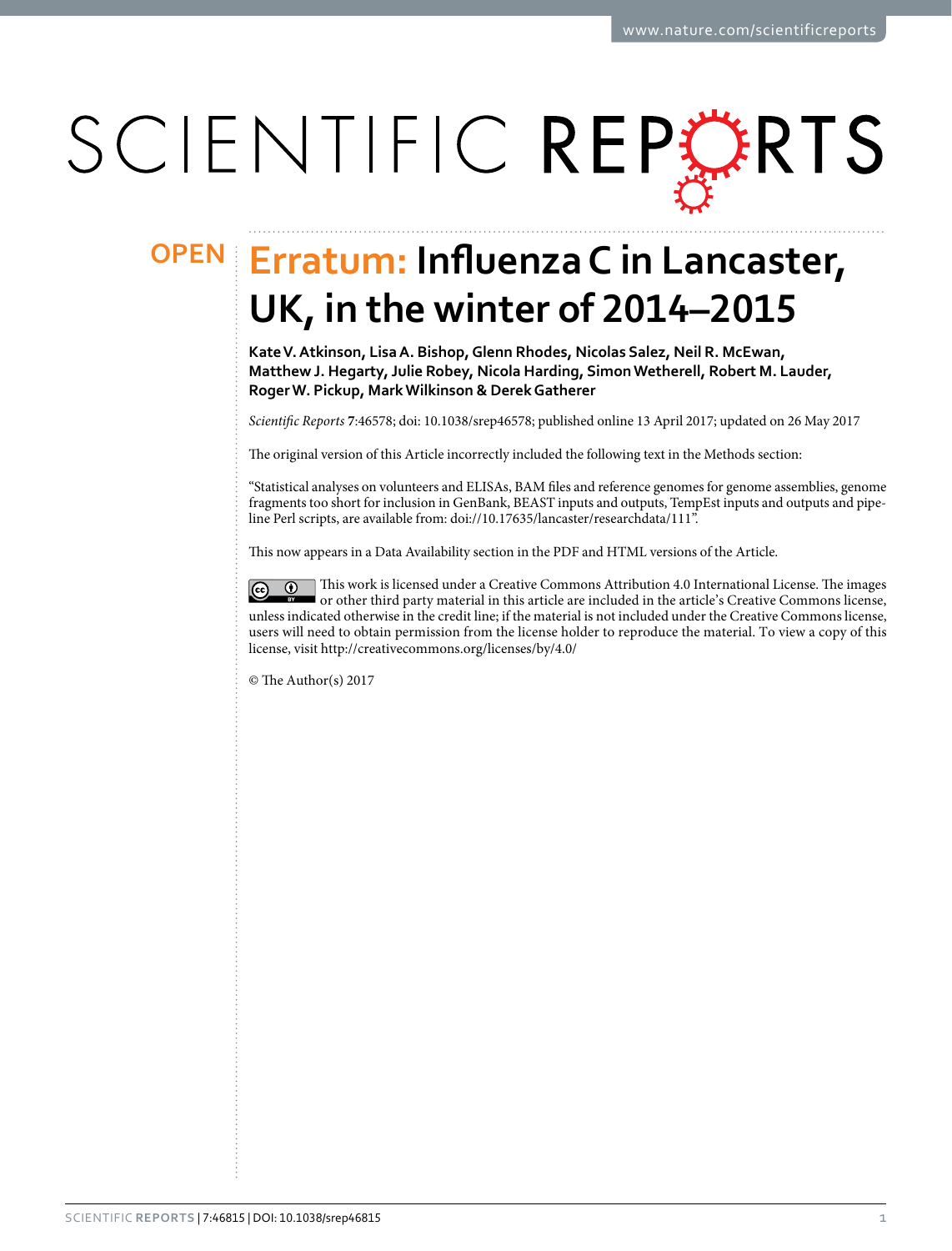OPEN

# Erratum: Influenza C in Lancaster, UK, in the winter of 2014–2015

**Kate V. Atkinson, Lisa A. Bishop, Glenn Rhodes, Nicolas Salez, Neil R. McEwan, Matthew J. Hegarty, Julie Robey, Nicola Harding, Simon Wetherell, Robert M. Lauder, Roger W. Pickup, Mark Wilkinson & Derek Gatherer**

*Scientific Reports* **7**:46578; doi: 10.1038/srep46578; published online 13 April 2017; updated on 26 May 2017

The original version of this Article incorrectly included the following text in the Methods section:

"Statistical analyses on volunteers and ELISAs, BAM files and reference genomes for genome assemblies, genome fragments too short for inclusion in GenBank, BEAST inputs and outputs, TempEst inputs and outputs and pipeline Perl scripts, are available from: doi://10.17635/lancaster/researchdata/111".

This now appears in a Data Availability section in the PDF and HTML versions of the Article.

This work is licensed under a Creative Commons Attribution 4.0 International License. The images or other third party material in this article are included in the article's Creative Commons license, unless indicated otherwise in the credit line; if the material is not included under the Creative Commons license, users will need to obtain permission from the license holder to reproduce the material. To view a copy of this license, visit http://creativecommons.org/licenses/by/4.0/

© The Author(s) 2017